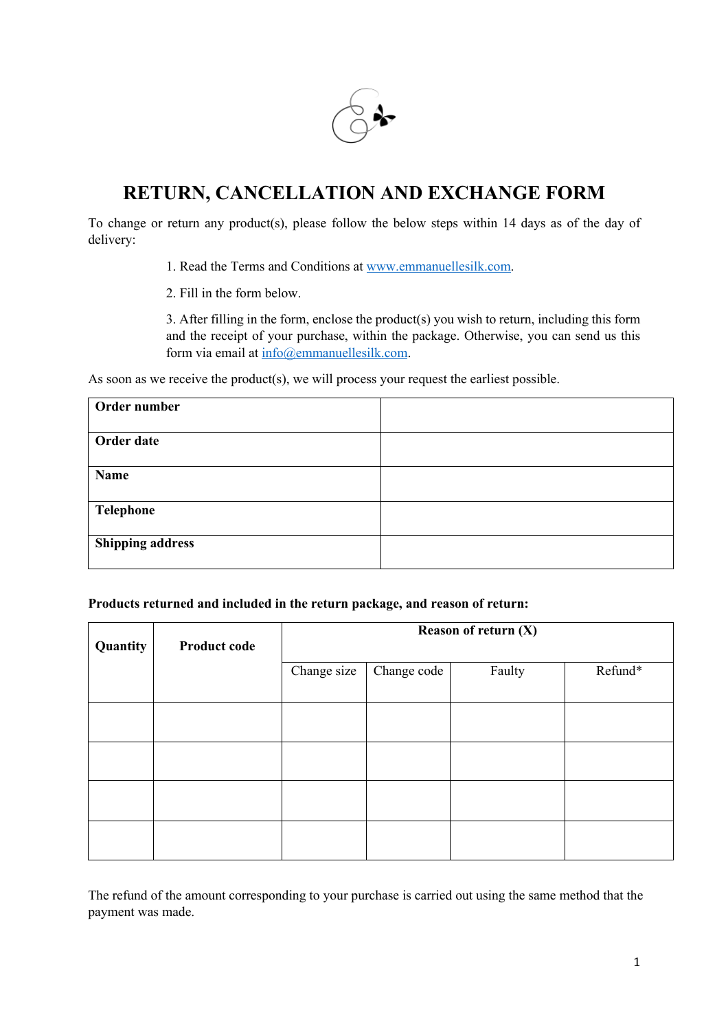# RETURN, CANCELLATION AND EXCHANGE FORM

To change or return any product(s), please follow the below steps within 14 days as of the day of delivery:

1. Read the Terms and Conditions at www.emmanuellesilk.com.

2. Fill in the form below.

3. After filling in the form, enclose the product(s) you wish to return, including this form and the receipt of your purchase, within the package. Otherwise, you can send us this form via email at info@emmanuellesilk.com.

As soon as we receive the product(s), we will process your request the earliest possible.

| **Order number** | |
|---|---|
| **Order date** | |
| **Name** | |
| **Telephone** | |
| **Shipping address** | |

**Products returned and included in the return package, and reason of return:**

| **Quantity** | **Product code** | **Reason of return (X)** | | | |
|---|---|---|---|---|---|
| | | Change size | Change code | Faulty | Refund* |
| | | | | | |
| | | | | | |
| | | | | | |
| | | | | | |

The refund of the amount corresponding to your purchase is carried out using the same method that the payment was made.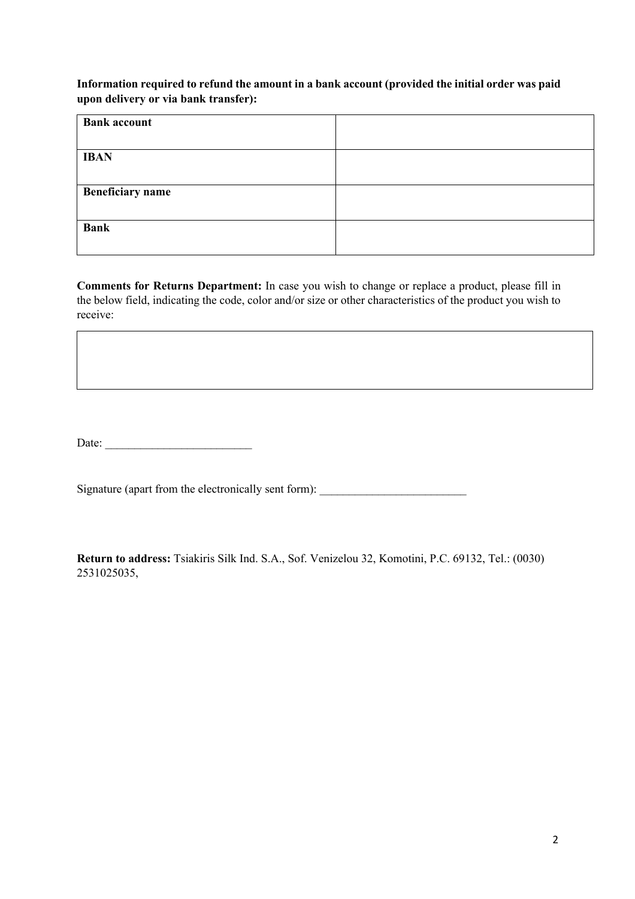**Information required to refund the amount in a bank account (provided the initial order was paid upon delivery or via bank transfer):**

| | |
|---|---|
| **Bank account** | |
| **IBAN** | |
| **Beneficiary name** | |
| **Bank** | |

**Comments for Returns Department:** In case you wish to change or replace a product, please fill in the below field, indicating the code, color and/or size or other characteristics of the product you wish to receive:

| |
|---|
| |

Date: _________________________

Signature (apart from the electronically sent form): _________________________

**Return to address:** Tsiakiris Silk Ind. S.A., Sof. Venizelou 32, Komotini, P.C. 69132, Tel.: (0030) 2531025035,